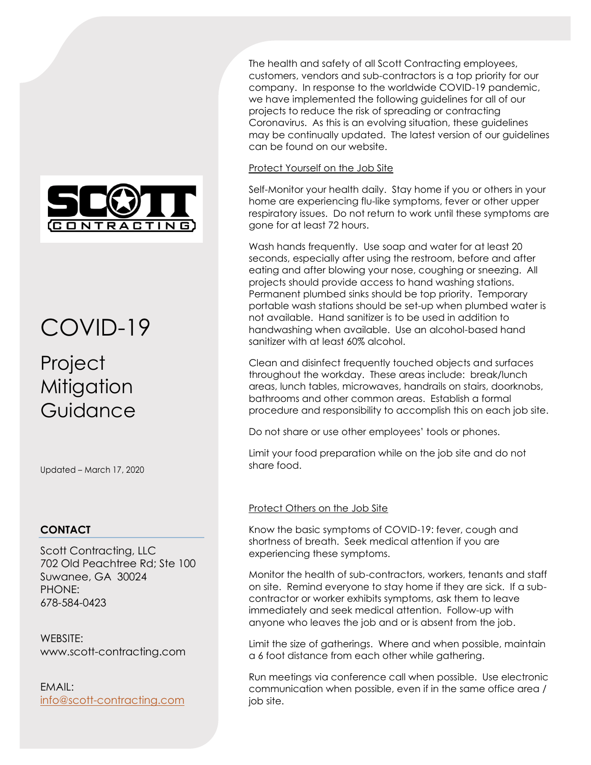# COVID-19

## Project Mitigation Guidance

Updated – March 17, 2020

**CONTACT**

Scott Contracting, LLC
702 Old Peachtree Rd; Ste 100
Suwanee, GA 30024
PHONE:
678-584-0423

WEBSITE:
www.scott-contracting.com

EMAIL:
info@scott-contracting.com

The health and safety of all Scott Contracting employees, customers, vendors and sub-contractors is a top priority for our company. In response to the worldwide COVID-19 pandemic, we have implemented the following guidelines for all of our projects to reduce the risk of spreading or contracting Coronavirus. As this is an evolving situation, these guidelines may be continually updated. The latest version of our guidelines can be found on our website.

<u>Protect Yourself on the Job Site</u>

Self-Monitor your health daily. Stay home if you or others in your home are experiencing flu-like symptoms, fever or other upper respiratory issues. Do not return to work until these symptoms are gone for at least 72 hours.

Wash hands frequently. Use soap and water for at least 20 seconds, especially after using the restroom, before and after eating and after blowing your nose, coughing or sneezing. All projects should provide access to hand washing stations. Permanent plumbed sinks should be top priority. Temporary portable wash stations should be set-up when plumbed water is not available. Hand sanitizer is to be used in addition to handwashing when available. Use an alcohol-based hand sanitizer with at least 60% alcohol.

Clean and disinfect frequently touched objects and surfaces throughout the workday. These areas include: break/lunch areas, lunch tables, microwaves, handrails on stairs, doorknobs, bathrooms and other common areas. Establish a formal procedure and responsibility to accomplish this on each job site.

Do not share or use other employees' tools or phones.

Limit your food preparation while on the job site and do not share food.

<u>Protect Others on the Job Site</u>

Know the basic symptoms of COVID-19: fever, cough and shortness of breath. Seek medical attention if you are experiencing these symptoms.

Monitor the health of sub-contractors, workers, tenants and staff on site. Remind everyone to stay home if they are sick. If a sub-contractor or worker exhibits symptoms, ask them to leave immediately and seek medical attention. Follow-up with anyone who leaves the job and or is absent from the job.

Limit the size of gatherings. Where and when possible, maintain a 6 foot distance from each other while gathering.

Run meetings via conference call when possible. Use electronic communication when possible, even if in the same office area / job site.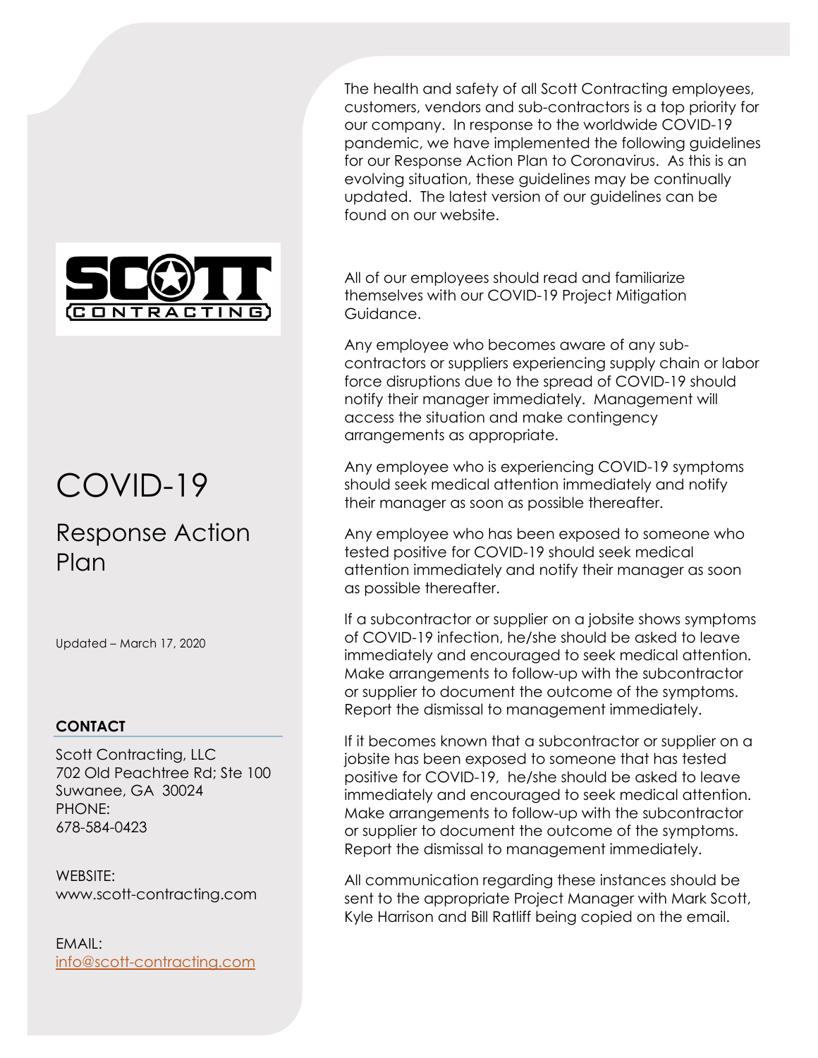# COVID-19

## Response Action Plan

Updated – March 17, 2020

**CONTACT**

Scott Contracting, LLC
702 Old Peachtree Rd; Ste 100
Suwanee, GA 30024
PHONE:
678-584-0423

WEBSITE:
www.scott-contracting.com

EMAIL:
info@scott-contracting.com

The health and safety of all Scott Contracting employees, customers, vendors and sub-contractors is a top priority for our company. In response to the worldwide COVID-19 pandemic, we have implemented the following guidelines for our Response Action Plan to Coronavirus. As this is an evolving situation, these guidelines may be continually updated. The latest version of our guidelines can be found on our website.

All of our employees should read and familiarize themselves with our COVID-19 Project Mitigation Guidance.

Any employee who becomes aware of any sub-contractors or suppliers experiencing supply chain or labor force disruptions due to the spread of COVID-19 should notify their manager immediately. Management will access the situation and make contingency arrangements as appropriate.

Any employee who is experiencing COVID-19 symptoms should seek medical attention immediately and notify their manager as soon as possible thereafter.

Any employee who has been exposed to someone who tested positive for COVID-19 should seek medical attention immediately and notify their manager as soon as possible thereafter.

If a subcontractor or supplier on a jobsite shows symptoms of COVID-19 infection, he/she should be asked to leave immediately and encouraged to seek medical attention. Make arrangements to follow-up with the subcontractor or supplier to document the outcome of the symptoms. Report the dismissal to management immediately.

If it becomes known that a subcontractor or supplier on a jobsite has been exposed to someone that has tested positive for COVID-19, he/she should be asked to leave immediately and encouraged to seek medical attention. Make arrangements to follow-up with the subcontractor or supplier to document the outcome of the symptoms. Report the dismissal to management immediately.

All communication regarding these instances should be sent to the appropriate Project Manager with Mark Scott, Kyle Harrison and Bill Ratliff being copied on the email.